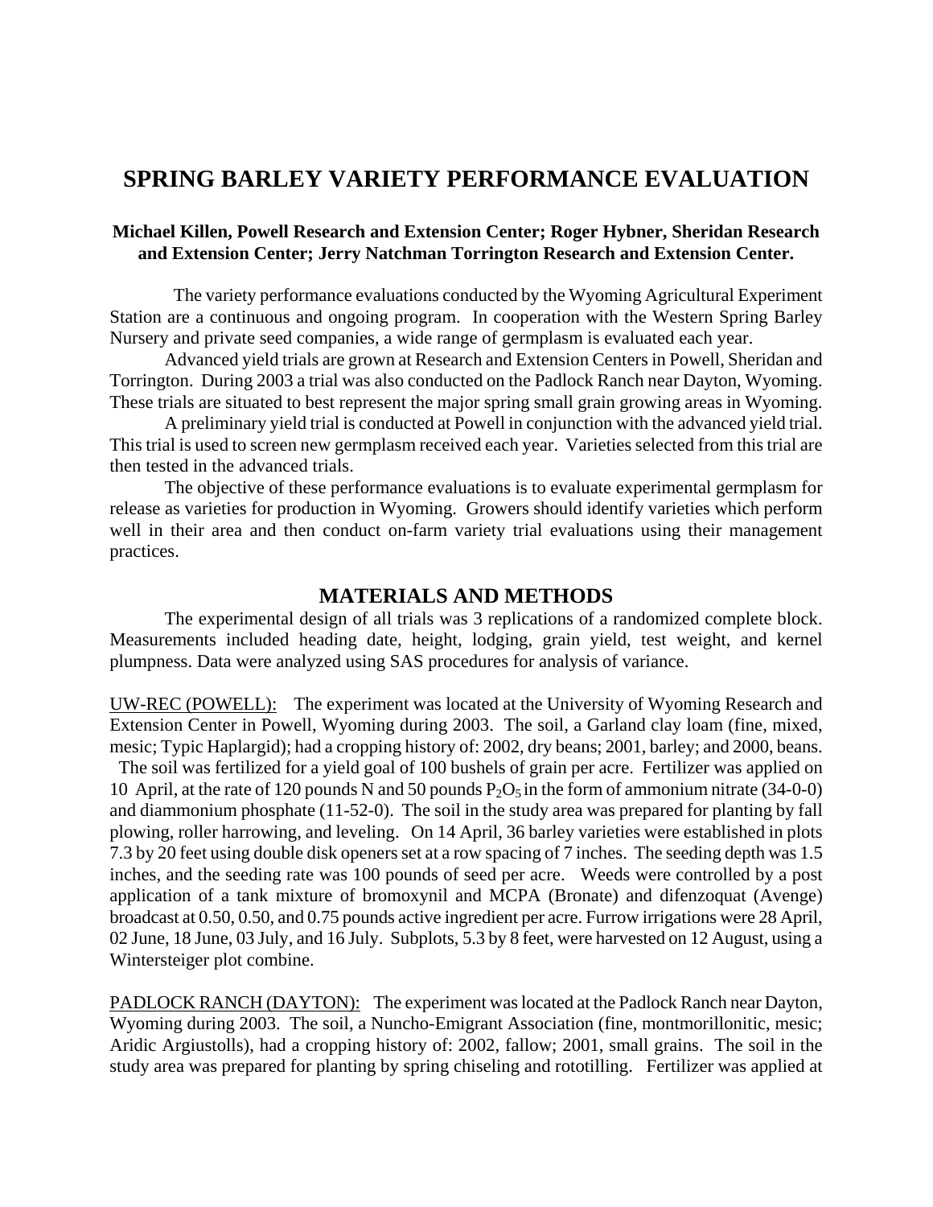# SPRING BARLEY VARIETY PERFORMANCE EVALUATION

**Michael Killen, Powell Research and Extension Center; Roger Hybner, Sheridan Research and Extension Center; Jerry Natchman Torrington Research and Extension Center.**

The variety performance evaluations conducted by the Wyoming Agricultural Experiment Station are a continuous and ongoing program. In cooperation with the Western Spring Barley Nursery and private seed companies, a wide range of germplasm is evaluated each year.

Advanced yield trials are grown at Research and Extension Centers in Powell, Sheridan and Torrington. During 2003 a trial was also conducted on the Padlock Ranch near Dayton, Wyoming. These trials are situated to best represent the major spring small grain growing areas in Wyoming.

A preliminary yield trial is conducted at Powell in conjunction with the advanced yield trial. This trial is used to screen new germplasm received each year. Varieties selected from this trial are then tested in the advanced trials.

The objective of these performance evaluations is to evaluate experimental germplasm for release as varieties for production in Wyoming. Growers should identify varieties which perform well in their area and then conduct on-farm variety trial evaluations using their management practices.

## MATERIALS AND METHODS

The experimental design of all trials was 3 replications of a randomized complete block. Measurements included heading date, height, lodging, grain yield, test weight, and kernel plumpness. Data were analyzed using SAS procedures for analysis of variance.

UW-REC (POWELL): The experiment was located at the University of Wyoming Research and Extension Center in Powell, Wyoming during 2003. The soil, a Garland clay loam (fine, mixed, mesic; Typic Haplargid); had a cropping history of: 2002, dry beans; 2001, barley; and 2000, beans. The soil was fertilized for a yield goal of 100 bushels of grain per acre. Fertilizer was applied on 10 April, at the rate of 120 pounds N and 50 pounds $P_2O_5$ in the form of ammonium nitrate (34-0-0) and diammonium phosphate (11-52-0). The soil in the study area was prepared for planting by fall plowing, roller harrowing, and leveling. On 14 April, 36 barley varieties were established in plots 7.3 by 20 feet using double disk openers set at a row spacing of 7 inches. The seeding depth was 1.5 inches, and the seeding rate was 100 pounds of seed per acre. Weeds were controlled by a post application of a tank mixture of bromoxynil and MCPA (Bronate) and difenzoquat (Avenge) broadcast at 0.50, 0.50, and 0.75 pounds active ingredient per acre. Furrow irrigations were 28 April, 02 June, 18 June, 03 July, and 16 July. Subplots, 5.3 by 8 feet, were harvested on 12 August, using a Wintersteiger plot combine.

PADLOCK RANCH (DAYTON): The experiment was located at the Padlock Ranch near Dayton, Wyoming during 2003. The soil, a Nuncho-Emigrant Association (fine, montmorillonitic, mesic; Aridic Argiustolls), had a cropping history of: 2002, fallow; 2001, small grains. The soil in the study area was prepared for planting by spring chiseling and rototilling. Fertilizer was applied at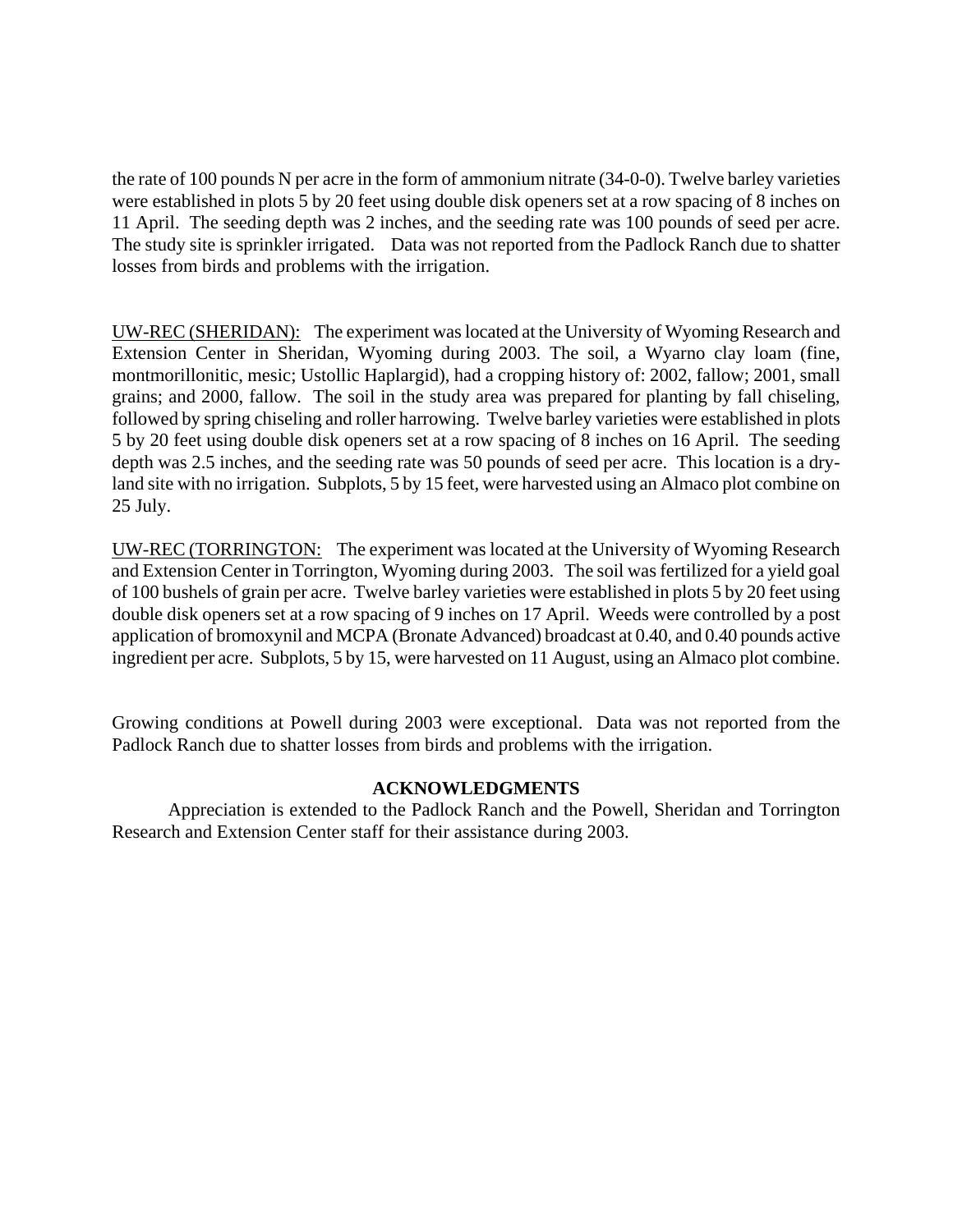the rate of 100 pounds N per acre in the form of ammonium nitrate (34-0-0). Twelve barley varieties were established in plots 5 by 20 feet using double disk openers set at a row spacing of 8 inches on 11 April. The seeding depth was 2 inches, and the seeding rate was 100 pounds of seed per acre. The study site is sprinkler irrigated. Data was not reported from the Padlock Ranch due to shatter losses from birds and problems with the irrigation.

<u>UW-REC (SHERIDAN):</u> The experiment was located at the University of Wyoming Research and Extension Center in Sheridan, Wyoming during 2003. The soil, a Wyarno clay loam (fine, montmorillonitic, mesic; Ustollic Haplargid), had a cropping history of: 2002, fallow; 2001, small grains; and 2000, fallow. The soil in the study area was prepared for planting by fall chiseling, followed by spring chiseling and roller harrowing. Twelve barley varieties were established in plots 5 by 20 feet using double disk openers set at a row spacing of 8 inches on 16 April. The seeding depth was 2.5 inches, and the seeding rate was 50 pounds of seed per acre. This location is a dry-land site with no irrigation. Subplots, 5 by 15 feet, were harvested using an Almaco plot combine on 25 July.

<u>UW-REC (TORRINGTON:</u> The experiment was located at the University of Wyoming Research and Extension Center in Torrington, Wyoming during 2003. The soil was fertilized for a yield goal of 100 bushels of grain per acre. Twelve barley varieties were established in plots 5 by 20 feet using double disk openers set at a row spacing of 9 inches on 17 April. Weeds were controlled by a post application of bromoxynil and MCPA (Bronate Advanced) broadcast at 0.40, and 0.40 pounds active ingredient per acre. Subplots, 5 by 15, were harvested on 11 August, using an Almaco plot combine.

Growing conditions at Powell during 2003 were exceptional. Data was not reported from the Padlock Ranch due to shatter losses from birds and problems with the irrigation.

## ACKNOWLEDGMENTS

Appreciation is extended to the Padlock Ranch and the Powell, Sheridan and Torrington Research and Extension Center staff for their assistance during 2003.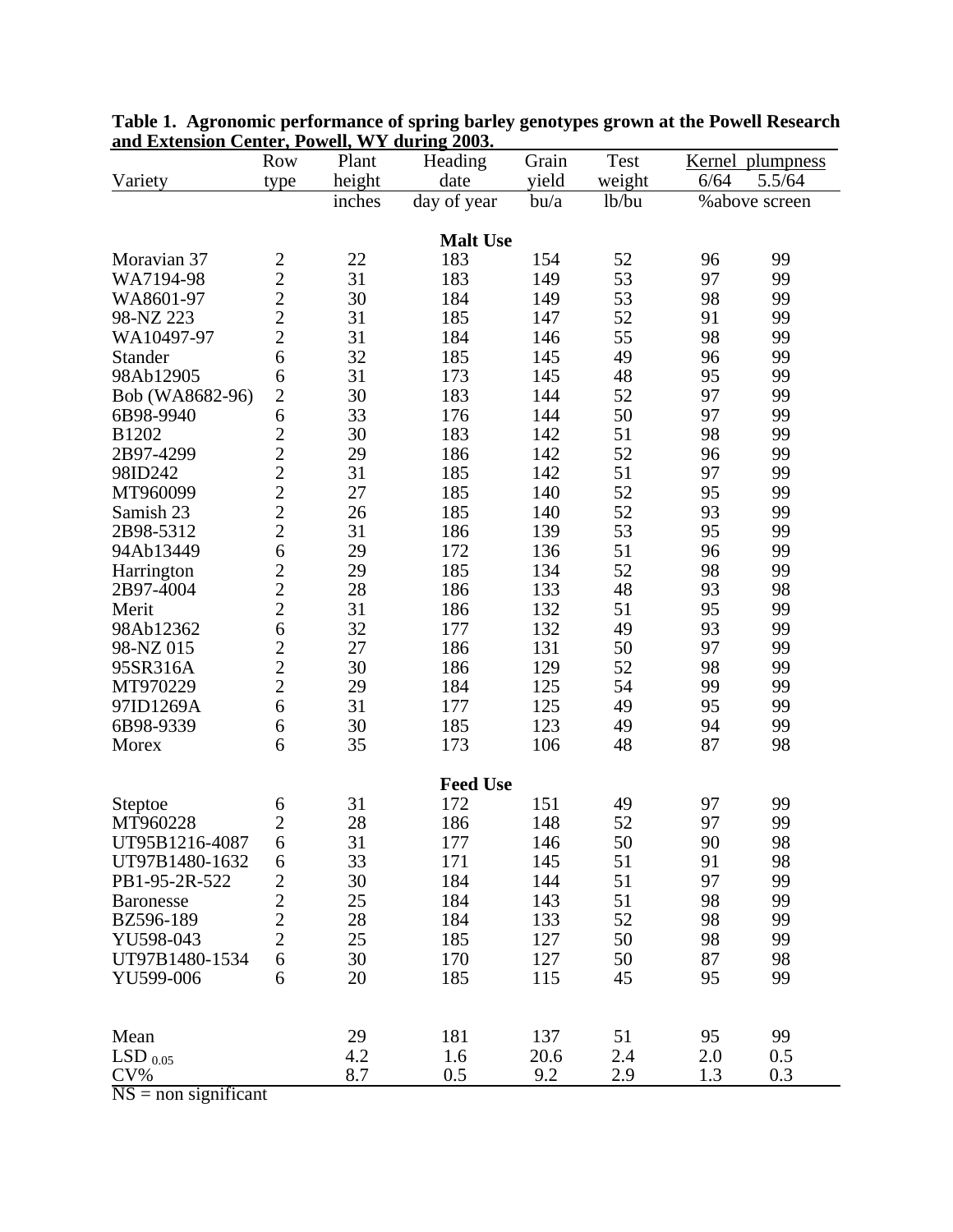**Table 1. Agronomic performance of spring barley genotypes grown at the Powell Research and Extension Center, Powell, WY during 2003.**

| Variety | Row type | Plant height | Heading date | Grain yield | Test weight | Kernel plumpness 6/64 | Kernel plumpness 5.5/64 |
|---|---|---|---|---|---|---|---|
| | | inches | day of year | bu/a | lb/bu | %above screen | |
| | | | **Malt Use** | | | | |
| Moravian 37 | 2 | 22 | 183 | 154 | 52 | 96 | 99 |
| WA7194-98 | 2 | 31 | 183 | 149 | 53 | 97 | 99 |
| WA8601-97 | 2 | 30 | 184 | 149 | 53 | 98 | 99 |
| 98-NZ 223 | 2 | 31 | 185 | 147 | 52 | 91 | 99 |
| WA10497-97 | 2 | 31 | 184 | 146 | 55 | 98 | 99 |
| Stander | 6 | 32 | 185 | 145 | 49 | 96 | 99 |
| 98Ab12905 | 6 | 31 | 173 | 145 | 48 | 95 | 99 |
| Bob (WA8682-96) | 2 | 30 | 183 | 144 | 52 | 97 | 99 |
| 6B98-9940 | 6 | 33 | 176 | 144 | 50 | 97 | 99 |
| B1202 | 2 | 30 | 183 | 142 | 51 | 98 | 99 |
| 2B97-4299 | 2 | 29 | 186 | 142 | 52 | 96 | 99 |
| 98ID242 | 2 | 31 | 185 | 142 | 51 | 97 | 99 |
| MT960099 | 2 | 27 | 185 | 140 | 52 | 95 | 99 |
| Samish 23 | 2 | 26 | 185 | 140 | 52 | 93 | 99 |
| 2B98-5312 | 2 | 31 | 186 | 139 | 53 | 95 | 99 |
| 94Ab13449 | 6 | 29 | 172 | 136 | 51 | 96 | 99 |
| Harrington | 2 | 29 | 185 | 134 | 52 | 98 | 99 |
| 2B97-4004 | 2 | 28 | 186 | 133 | 48 | 93 | 98 |
| Merit | 2 | 31 | 186 | 132 | 51 | 95 | 99 |
| 98Ab12362 | 6 | 32 | 177 | 132 | 49 | 93 | 99 |
| 98-NZ 015 | 2 | 27 | 186 | 131 | 50 | 97 | 99 |
| 95SR316A | 2 | 30 | 186 | 129 | 52 | 98 | 99 |
| MT970229 | 2 | 29 | 184 | 125 | 54 | 99 | 99 |
| 97ID1269A | 6 | 31 | 177 | 125 | 49 | 95 | 99 |
| 6B98-9339 | 6 | 30 | 185 | 123 | 49 | 94 | 99 |
| Morex | 6 | 35 | 173 | 106 | 48 | 87 | 98 |
| | | | **Feed Use** | | | | |
| Steptoe | 6 | 31 | 172 | 151 | 49 | 97 | 99 |
| MT960228 | 2 | 28 | 186 | 148 | 52 | 97 | 99 |
| UT95B1216-4087 | 6 | 31 | 177 | 146 | 50 | 90 | 98 |
| UT97B1480-1632 | 6 | 33 | 171 | 145 | 51 | 91 | 98 |
| PB1-95-2R-522 | 2 | 30 | 184 | 144 | 51 | 97 | 99 |
| Baronesse | 2 | 25 | 184 | 143 | 51 | 98 | 99 |
| BZ596-189 | 2 | 28 | 184 | 133 | 52 | 98 | 99 |
| YU598-043 | 2 | 25 | 185 | 127 | 50 | 98 | 99 |
| UT97B1480-1534 | 6 | 30 | 170 | 127 | 50 | 87 | 98 |
| YU599-006 | 6 | 20 | 185 | 115 | 45 | 95 | 99 |
| | | | | | | | |
| Mean | | 29 | 181 | 137 | 51 | 95 | 99 |
| $LSD_{0.05}$ | | 4.2 | 1.6 | 20.6 | 2.4 | 2.0 | 0.5 |
| CV% | | 8.7 | 0.5 | 9.2 | 2.9 | 1.3 | 0.3 |

NS = non significant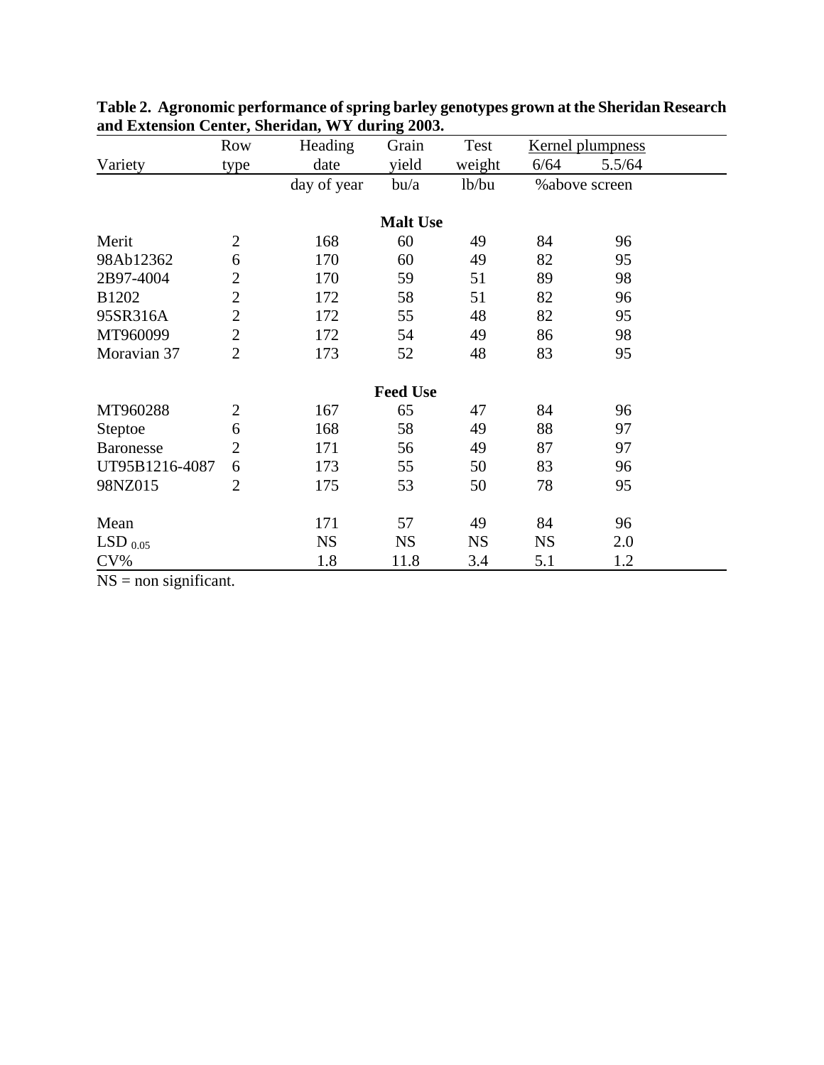**Table 2. Agronomic performance of spring barley genotypes grown at the Sheridan Research and Extension Center, Sheridan, WY during 2003.**

| Variety | Row type | Heading date | Grain yield | Test weight | Kernel plumpness 6/64 | Kernel plumpness 5.5/64 |
|---|---|---|---|---|---|---|
| | | day of year | bu/a | lb/bu | %above screen | |
| **Malt Use** | | | | | | |
| Merit | 2 | 168 | 60 | 49 | 84 | 96 |
| 98Ab12362 | 6 | 170 | 60 | 49 | 82 | 95 |
| 2B97-4004 | 2 | 170 | 59 | 51 | 89 | 98 |
| B1202 | 2 | 172 | 58 | 51 | 82 | 96 |
| 95SR316A | 2 | 172 | 55 | 48 | 82 | 95 |
| MT960099 | 2 | 172 | 54 | 49 | 86 | 98 |
| Moravian 37 | 2 | 173 | 52 | 48 | 83 | 95 |
| **Feed Use** | | | | | | |
| MT960288 | 2 | 167 | 65 | 47 | 84 | 96 |
| Steptoe | 6 | 168 | 58 | 49 | 88 | 97 |
| Baronesse | 2 | 171 | 56 | 49 | 87 | 97 |
| UT95B1216-4087 | 6 | 173 | 55 | 50 | 83 | 96 |
| 98NZ015 | 2 | 175 | 53 | 50 | 78 | 95 |
| Mean | | 171 | 57 | 49 | 84 | 96 |
| $LSD_{0.05}$ | | NS | NS | NS | NS | 2.0 |
| CV% | | 1.8 | 11.8 | 3.4 | 5.1 | 1.2 |

NS = non significant.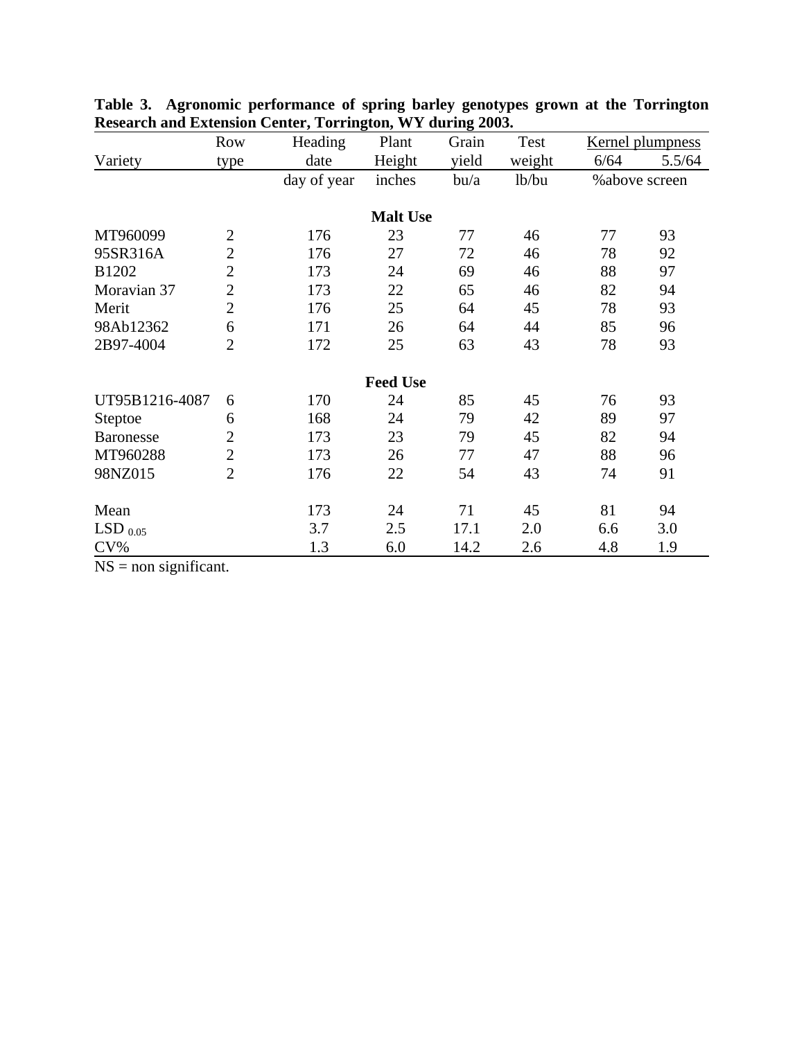**Table 3. Agronomic performance of spring barley genotypes grown at the Torrington Research and Extension Center, Torrington, WY during 2003.**

| Variety | Row type | Heading date | Plant Height | Grain yield | Test weight | Kernel plumpness 6/64 | 5.5/64 |
|---|---|---|---|---|---|---|---|
| | | day of year | inches | bu/a | lb/bu | %above screen | |
| **Malt Use** | | | | | | | |
| MT960099 | 2 | 176 | 23 | 77 | 46 | 77 | 93 |
| 95SR316A | 2 | 176 | 27 | 72 | 46 | 78 | 92 |
| B1202 | 2 | 173 | 24 | 69 | 46 | 88 | 97 |
| Moravian 37 | 2 | 173 | 22 | 65 | 46 | 82 | 94 |
| Merit | 2 | 176 | 25 | 64 | 45 | 78 | 93 |
| 98Ab12362 | 6 | 171 | 26 | 64 | 44 | 85 | 96 |
| 2B97-4004 | 2 | 172 | 25 | 63 | 43 | 78 | 93 |
| **Feed Use** | | | | | | | |
| UT95B1216-4087 | 6 | 170 | 24 | 85 | 45 | 76 | 93 |
| Steptoe | 6 | 168 | 24 | 79 | 42 | 89 | 97 |
| Baronesse | 2 | 173 | 23 | 79 | 45 | 82 | 94 |
| MT960288 | 2 | 173 | 26 | 77 | 47 | 88 | 96 |
| 98NZ015 | 2 | 176 | 22 | 54 | 43 | 74 | 91 |
| Mean | | 173 | 24 | 71 | 45 | 81 | 94 |
| $LSD_{0.05}$ | | 3.7 | 2.5 | 17.1 | 2.0 | 6.6 | 3.0 |
| CV% | | 1.3 | 6.0 | 14.2 | 2.6 | 4.8 | 1.9 |

NS = non significant.